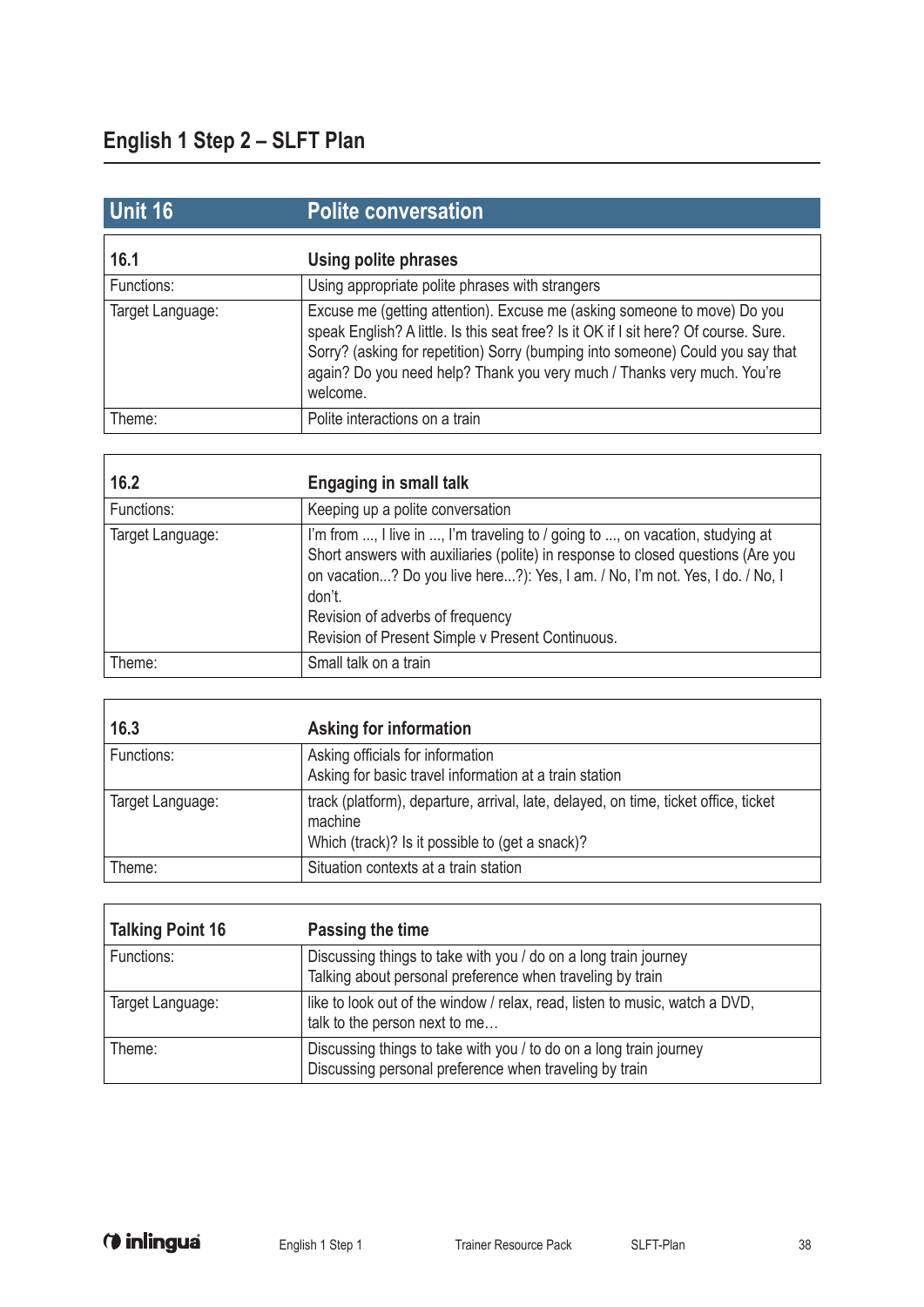# English 1 Step 2 – SLFT Plan

## Unit 16 Polite conversation

| **16.1** | **Using polite phrases** |
|---|---|
| Functions: | Using appropriate polite phrases with strangers |
| Target Language: | Excuse me (getting attention). Excuse me (asking someone to move) Do you speak English? A little. Is this seat free? Is it OK if I sit here? Of course. Sure. Sorry? (asking for repetition) Sorry (bumping into someone) Could you say that again? Do you need help? Thank you very much / Thanks very much. You're welcome. |
| Theme: | Polite interactions on a train |

| **16.2** | **Engaging in small talk** |
|---|---|
| Functions: | Keeping up a polite conversation |
| Target Language: | I'm from ..., I live in ..., I'm traveling to / going to ..., on vacation, studying at<br>Short answers with auxiliaries (polite) in response to closed questions (Are you on vacation...? Do you live here...?): Yes, I am. / No, I'm not. Yes, I do. / No, I don't.<br>Revision of adverbs of frequency<br>Revision of Present Simple v Present Continuous. |
| Theme: | Small talk on a train |

| **16.3** | **Asking for information** |
|---|---|
| Functions: | Asking officials for information<br>Asking for basic travel information at a train station |
| Target Language: | track (platform), departure, arrival, late, delayed, on time, ticket office, ticket machine<br>Which (track)? Is it possible to (get a snack)? |
| Theme: | Situation contexts at a train station |

| **Talking Point 16** | **Passing the time** |
|---|---|
| Functions: | Discussing things to take with you / do on a long train journey<br>Talking about personal preference when traveling by train |
| Target Language: | like to look out of the window / relax, read, listen to music, watch a DVD, talk to the person next to me… |
| Theme: | Discussing things to take with you / to do on a long train journey<br>Discussing personal preference when traveling by train |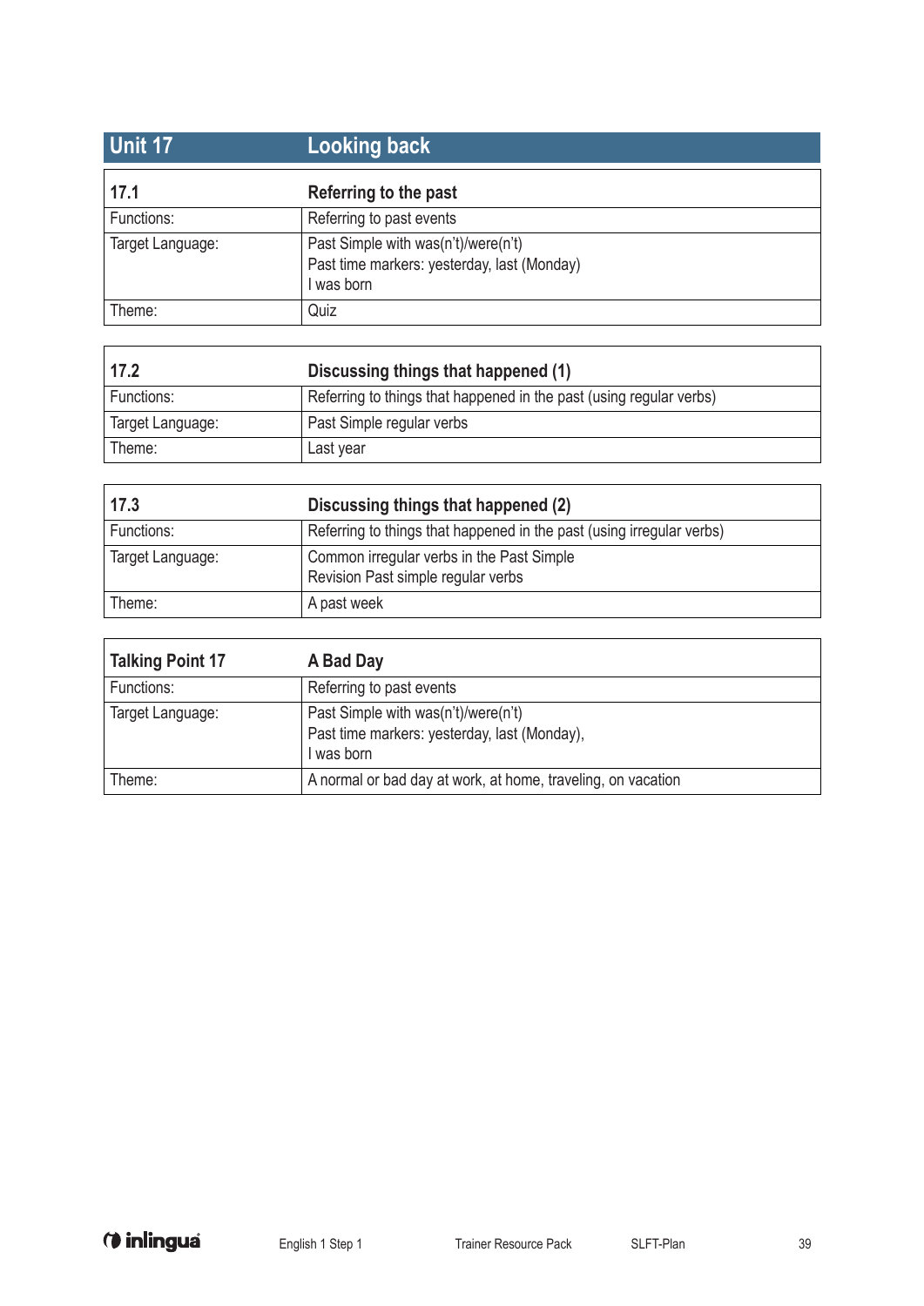## Unit 17 Looking back

| 17.1 | Referring to the past |
|---|---|
| Functions: | Referring to past events |
| Target Language: | Past Simple with was(n't)/were(n't)<br>Past time markers: yesterday, last (Monday)<br>I was born |
| Theme: | Quiz |

| 17.2 | Discussing things that happened (1) |
|---|---|
| Functions: | Referring to things that happened in the past (using regular verbs) |
| Target Language: | Past Simple regular verbs |
| Theme: | Last year |

| 17.3 | Discussing things that happened (2) |
|---|---|
| Functions: | Referring to things that happened in the past (using irregular verbs) |
| Target Language: | Common irregular verbs in the Past Simple<br>Revision Past simple regular verbs |
| Theme: | A past week |

| Talking Point 17 | A Bad Day |
|---|---|
| Functions: | Referring to past events |
| Target Language: | Past Simple with was(n't)/were(n't)<br>Past time markers: yesterday, last (Monday),<br>I was born |
| Theme: | A normal or bad day at work, at home, traveling, on vacation |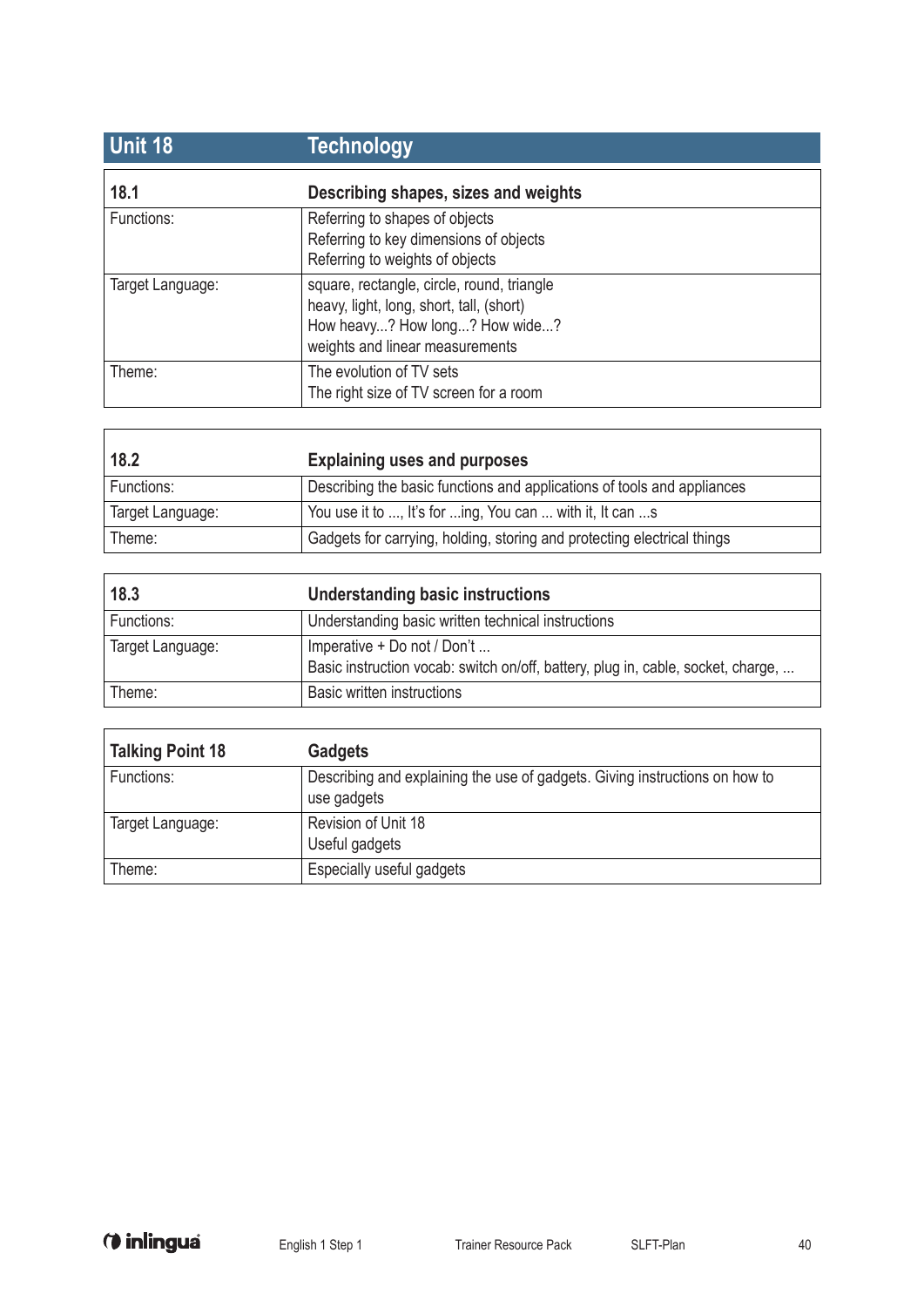## Unit 18 Technology

| 18.1 | Describing shapes, sizes and weights |
|---|---|
| Functions: | Referring to shapes of objects<br>Referring to key dimensions of objects<br>Referring to weights of objects |
| Target Language: | square, rectangle, circle, round, triangle<br>heavy, light, long, short, tall, (short)<br>How heavy...? How long...? How wide...?<br>weights and linear measurements |
| Theme: | The evolution of TV sets<br>The right size of TV screen for a room |

| 18.2 | Explaining uses and purposes |
|---|---|
| Functions: | Describing the basic functions and applications of tools and appliances |
| Target Language: | You use it to ..., It's for ...ing, You can ... with it, It can ...s |
| Theme: | Gadgets for carrying, holding, storing and protecting electrical things |

| 18.3 | Understanding basic instructions |
|---|---|
| Functions: | Understanding basic written technical instructions |
| Target Language: | Imperative + Do not / Don't ...<br>Basic instruction vocab: switch on/off, battery, plug in, cable, socket, charge, ... |
| Theme: | Basic written instructions |

| Talking Point 18 | Gadgets |
|---|---|
| Functions: | Describing and explaining the use of gadgets. Giving instructions on how to use gadgets |
| Target Language: | Revision of Unit 18<br>Useful gadgets |
| Theme: | Especially useful gadgets |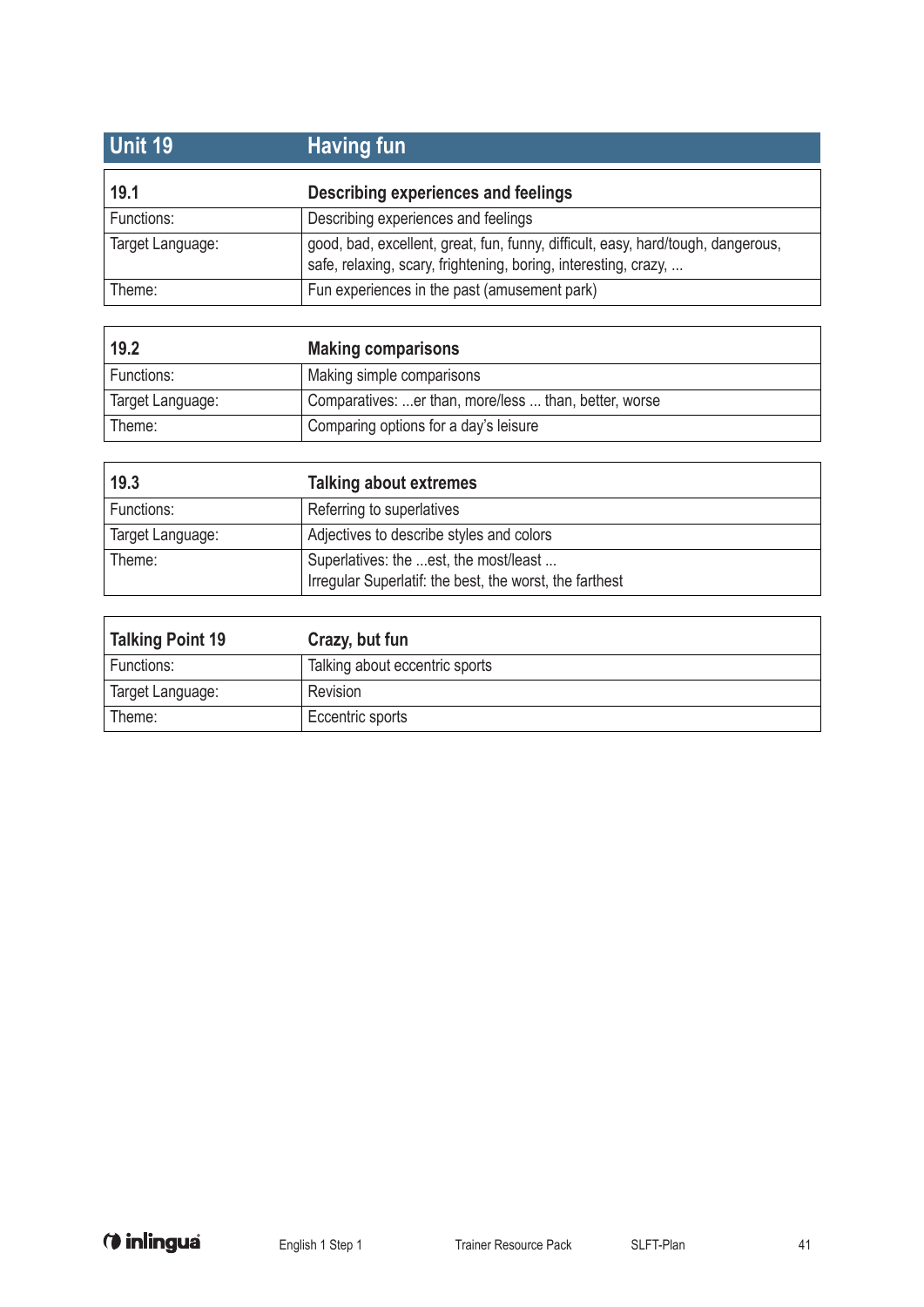## Unit 19 Having fun

| 19.1 | Describing experiences and feelings |
|---|---|
| Functions: | Describing experiences and feelings |
| Target Language: | good, bad, excellent, great, fun, funny, difficult, easy, hard/tough, dangerous, safe, relaxing, scary, frightening, boring, interesting, crazy, ... |
| Theme: | Fun experiences in the past (amusement park) |

| 19.2 | Making comparisons |
|---|---|
| Functions: | Making simple comparisons |
| Target Language: | Comparatives: ...er than, more/less ... than, better, worse |
| Theme: | Comparing options for a day's leisure |

| 19.3 | Talking about extremes |
|---|---|
| Functions: | Referring to superlatives |
| Target Language: | Adjectives to describe styles and colors |
| Theme: | Superlatives: the ...est, the most/least ...<br>Irregular Superlatif: the best, the worst, the farthest |

| Talking Point 19 | Crazy, but fun |
|---|---|
| Functions: | Talking about eccentric sports |
| Target Language: | Revision |
| Theme: | Eccentric sports |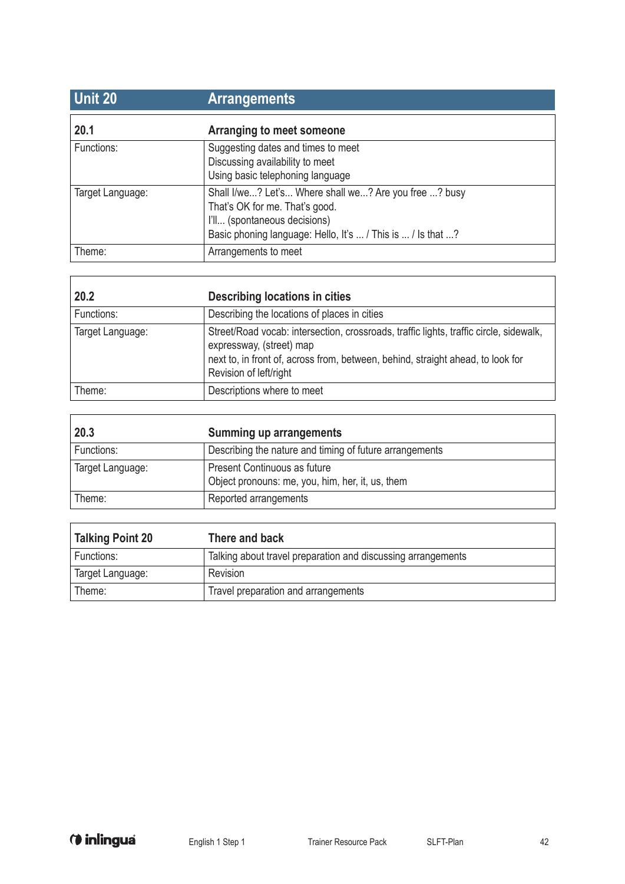## Unit 20 Arrangements

| 20.1 | Arranging to meet someone |
|---|---|
| Functions: | Suggesting dates and times to meet<br>Discussing availability to meet<br>Using basic telephoning language |
| Target Language: | Shall I/we...? Let's... Where shall we...? Are you free ...? busy<br>That's OK for me. That's good.<br>I'll... (spontaneous decisions)<br>Basic phoning language: Hello, It's ... / This is ... / Is that ...? |
| Theme: | Arrangements to meet |

| 20.2 | Describing locations in cities |
|---|---|
| Functions: | Describing the locations of places in cities |
| Target Language: | Street/Road vocab: intersection, crossroads, traffic lights, traffic circle, sidewalk, expressway, (street) map<br>next to, in front of, across from, between, behind, straight ahead, to look for<br>Revision of left/right |
| Theme: | Descriptions where to meet |

| 20.3 | Summing up arrangements |
|---|---|
| Functions: | Describing the nature and timing of future arrangements |
| Target Language: | Present Continuous as future<br>Object pronouns: me, you, him, her, it, us, them |
| Theme: | Reported arrangements |

| Talking Point 20 | There and back |
|---|---|
| Functions: | Talking about travel preparation and discussing arrangements |
| Target Language: | Revision |
| Theme: | Travel preparation and arrangements |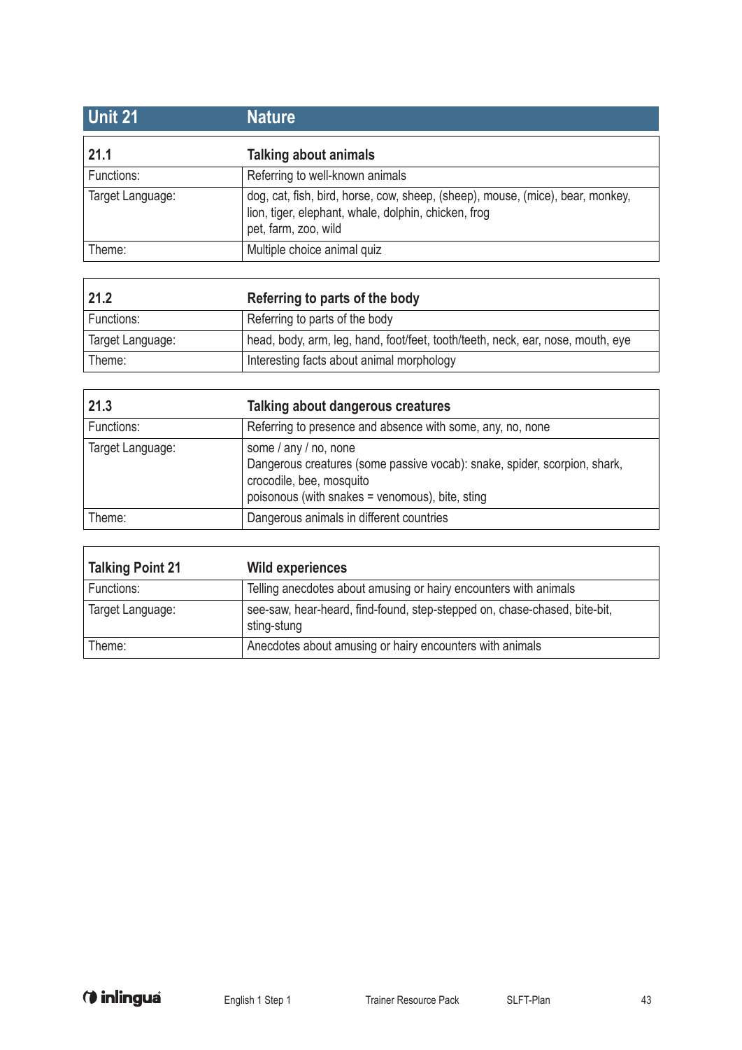## Unit 21 Nature

| 21.1 | Talking about animals |
|---|---|
| Functions: | Referring to well-known animals |
| Target Language: | dog, cat, fish, bird, horse, cow, sheep, (sheep), mouse, (mice), bear, monkey, lion, tiger, elephant, whale, dolphin, chicken, frog<br>pet, farm, zoo, wild |
| Theme: | Multiple choice animal quiz |

| 21.2 | Referring to parts of the body |
|---|---|
| Functions: | Referring to parts of the body |
| Target Language: | head, body, arm, leg, hand, foot/feet, tooth/teeth, neck, ear, nose, mouth, eye |
| Theme: | Interesting facts about animal morphology |

| 21.3 | Talking about dangerous creatures |
|---|---|
| Functions: | Referring to presence and absence with some, any, no, none |
| Target Language: | some / any / no, none<br>Dangerous creatures (some passive vocab): snake, spider, scorpion, shark, crocodile, bee, mosquito<br>poisonous (with snakes = venomous), bite, sting |
| Theme: | Dangerous animals in different countries |

| Talking Point 21 | Wild experiences |
|---|---|
| Functions: | Telling anecdotes about amusing or hairy encounters with animals |
| Target Language: | see-saw, hear-heard, find-found, step-stepped on, chase-chased, bite-bit, sting-stung |
| Theme: | Anecdotes about amusing or hairy encounters with animals |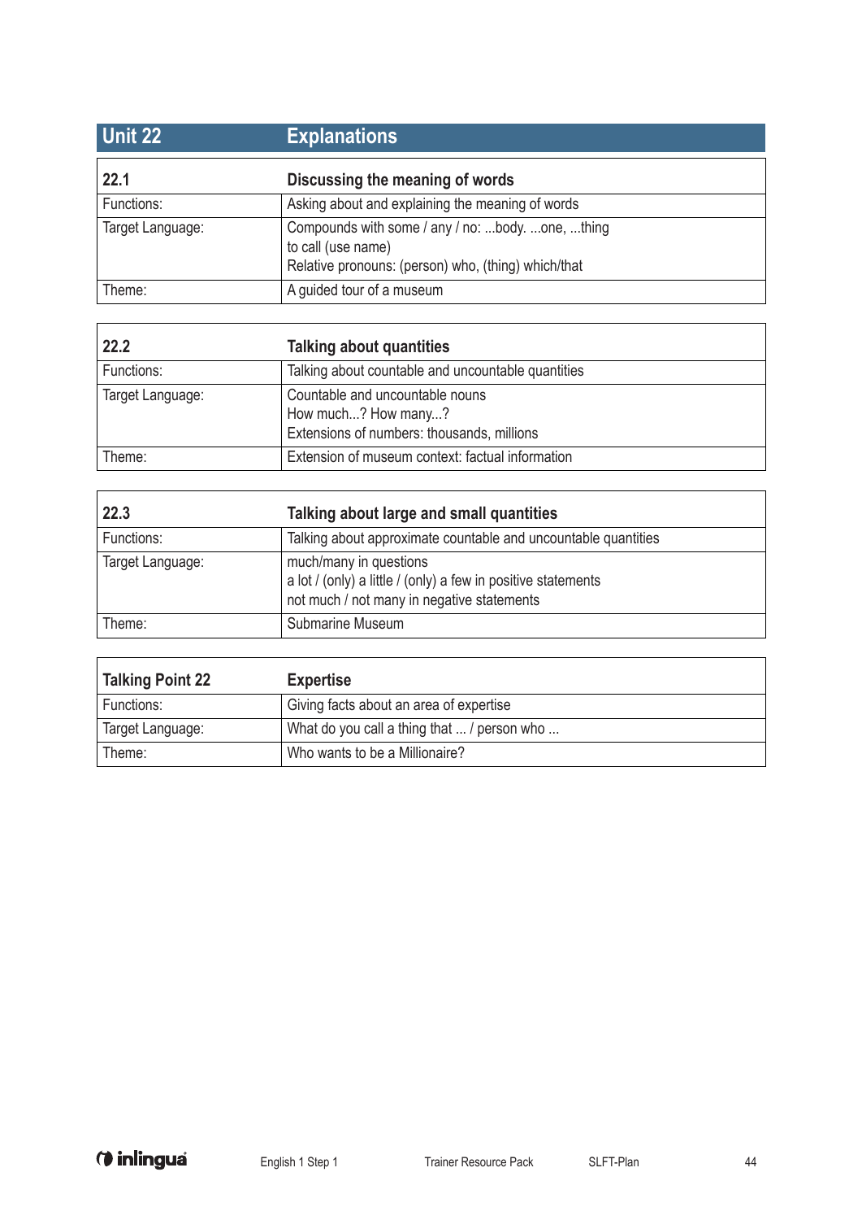## Unit 22 Explanations

| 22.1 | Discussing the meaning of words |
| --- | --- |
| Functions: | Asking about and explaining the meaning of words |
| Target Language: | Compounds with some / any / no: ...body. ...one, ...thing<br>to call (use name)<br>Relative pronouns: (person) who, (thing) which/that |
| Theme: | A guided tour of a museum |

| 22.2 | Talking about quantities |
| --- | --- |
| Functions: | Talking about countable and uncountable quantities |
| Target Language: | Countable and uncountable nouns<br>How much...? How many...?<br>Extensions of numbers: thousands, millions |
| Theme: | Extension of museum context: factual information |

| 22.3 | Talking about large and small quantities |
| --- | --- |
| Functions: | Talking about approximate countable and uncountable quantities |
| Target Language: | much/many in questions<br>a lot / (only) a little / (only) a few in positive statements<br>not much / not many in negative statements |
| Theme: | Submarine Museum |

| Talking Point 22 | Expertise |
| --- | --- |
| Functions: | Giving facts about an area of expertise |
| Target Language: | What do you call a thing that ... / person who ... |
| Theme: | Who wants to be a Millionaire? |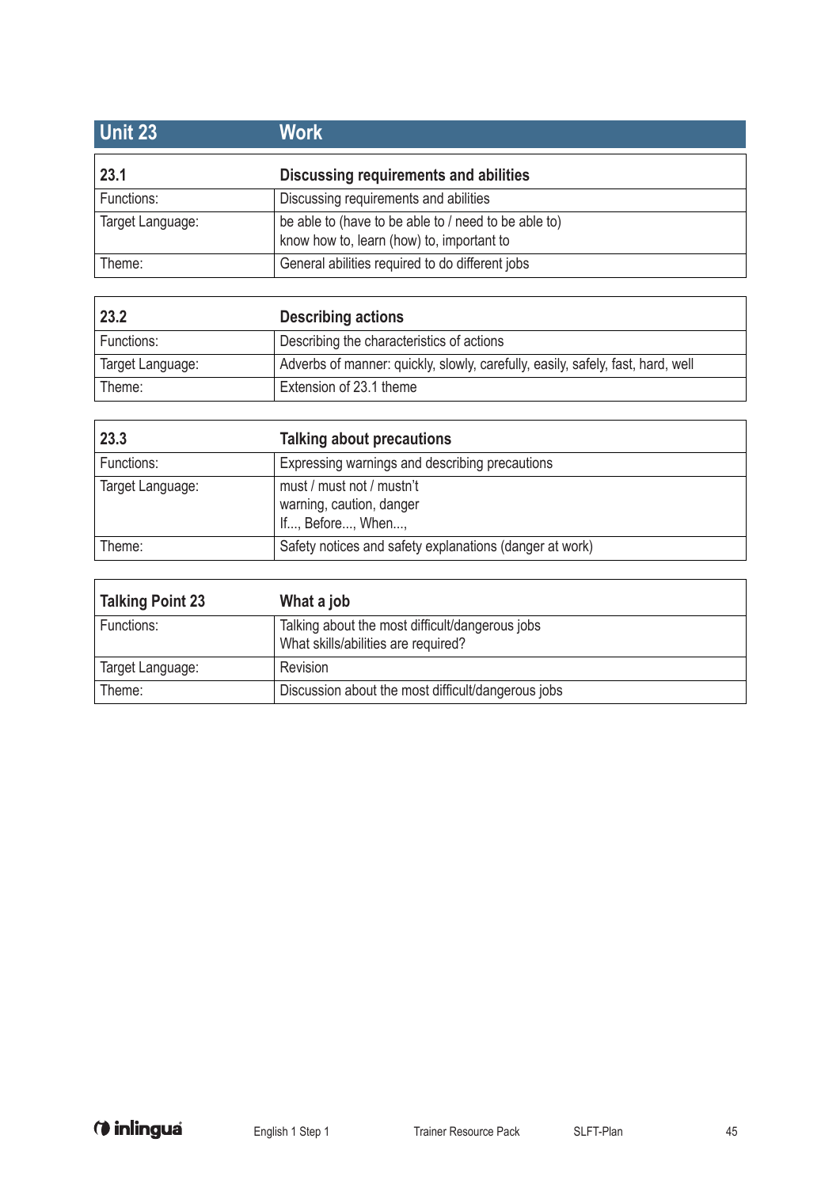## Unit 23 — Work

| 23.1 | Discussing requirements and abilities |
|---|---|
| Functions: | Discussing requirements and abilities |
| Target Language: | be able to (have to be able to / need to be able to)<br>know how to, learn (how) to, important to |
| Theme: | General abilities required to do different jobs |

| 23.2 | Describing actions |
|---|---|
| Functions: | Describing the characteristics of actions |
| Target Language: | Adverbs of manner: quickly, slowly, carefully, easily, safely, fast, hard, well |
| Theme: | Extension of 23.1 theme |

| 23.3 | Talking about precautions |
|---|---|
| Functions: | Expressing warnings and describing precautions |
| Target Language: | must / must not / mustn't<br>warning, caution, danger<br>If..., Before..., When..., |
| Theme: | Safety notices and safety explanations (danger at work) |

| Talking Point 23 | What a job |
|---|---|
| Functions: | Talking about the most difficult/dangerous jobs<br>What skills/abilities are required? |
| Target Language: | Revision |
| Theme: | Discussion about the most difficult/dangerous jobs |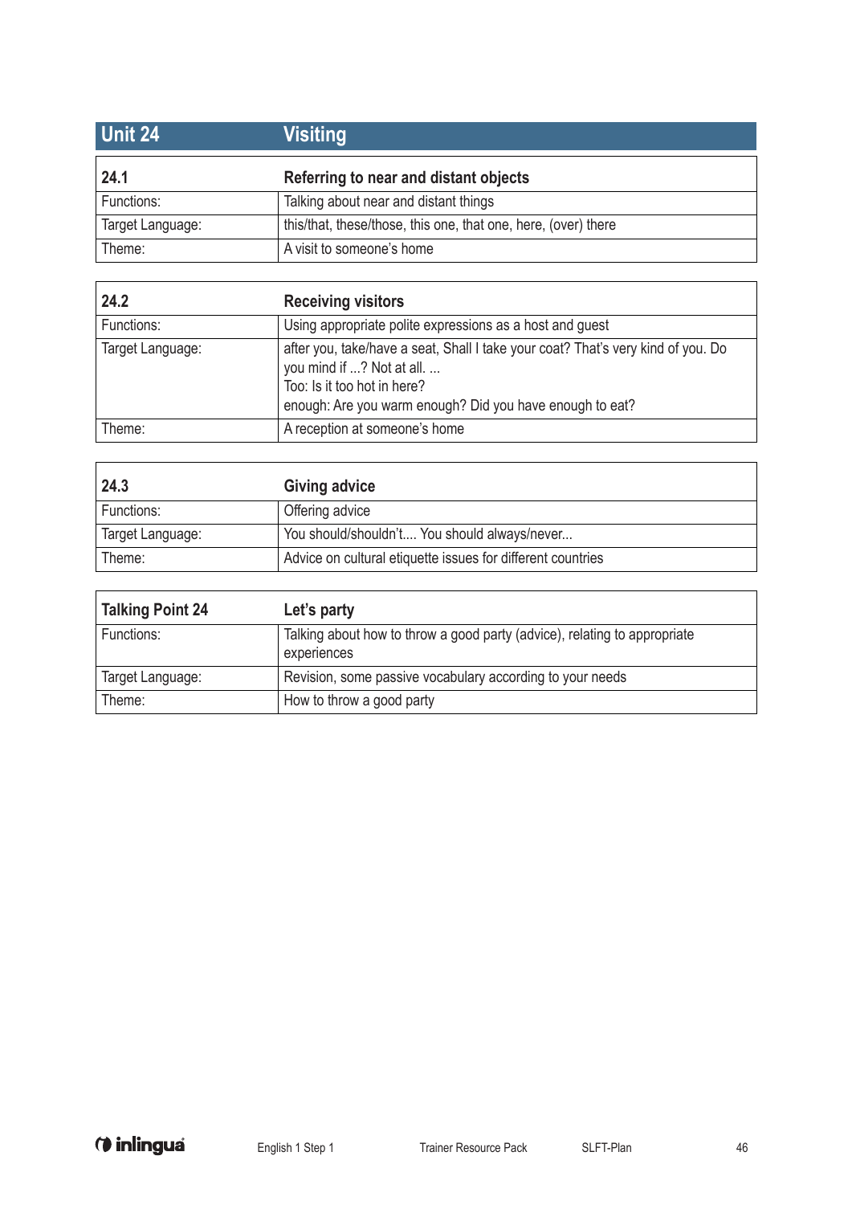## Unit 24 Visiting

| 24.1 | Referring to near and distant objects |
|---|---|
| Functions: | Talking about near and distant things |
| Target Language: | this/that, these/those, this one, that one, here, (over) there |
| Theme: | A visit to someone's home |

| 24.2 | Receiving visitors |
|---|---|
| Functions: | Using appropriate polite expressions as a host and guest |
| Target Language: | after you, take/have a seat, Shall I take your coat? That's very kind of you. Do you mind if ...? Not at all. ... <br> Too: Is it too hot in here? <br> enough: Are you warm enough? Did you have enough to eat? |
| Theme: | A reception at someone's home |

| 24.3 | Giving advice |
|---|---|
| Functions: | Offering advice |
| Target Language: | You should/shouldn't.... You should always/never... |
| Theme: | Advice on cultural etiquette issues for different countries |

| Talking Point 24 | Let's party |
|---|---|
| Functions: | Talking about how to throw a good party (advice), relating to appropriate experiences |
| Target Language: | Revision, some passive vocabulary according to your needs |
| Theme: | How to throw a good party |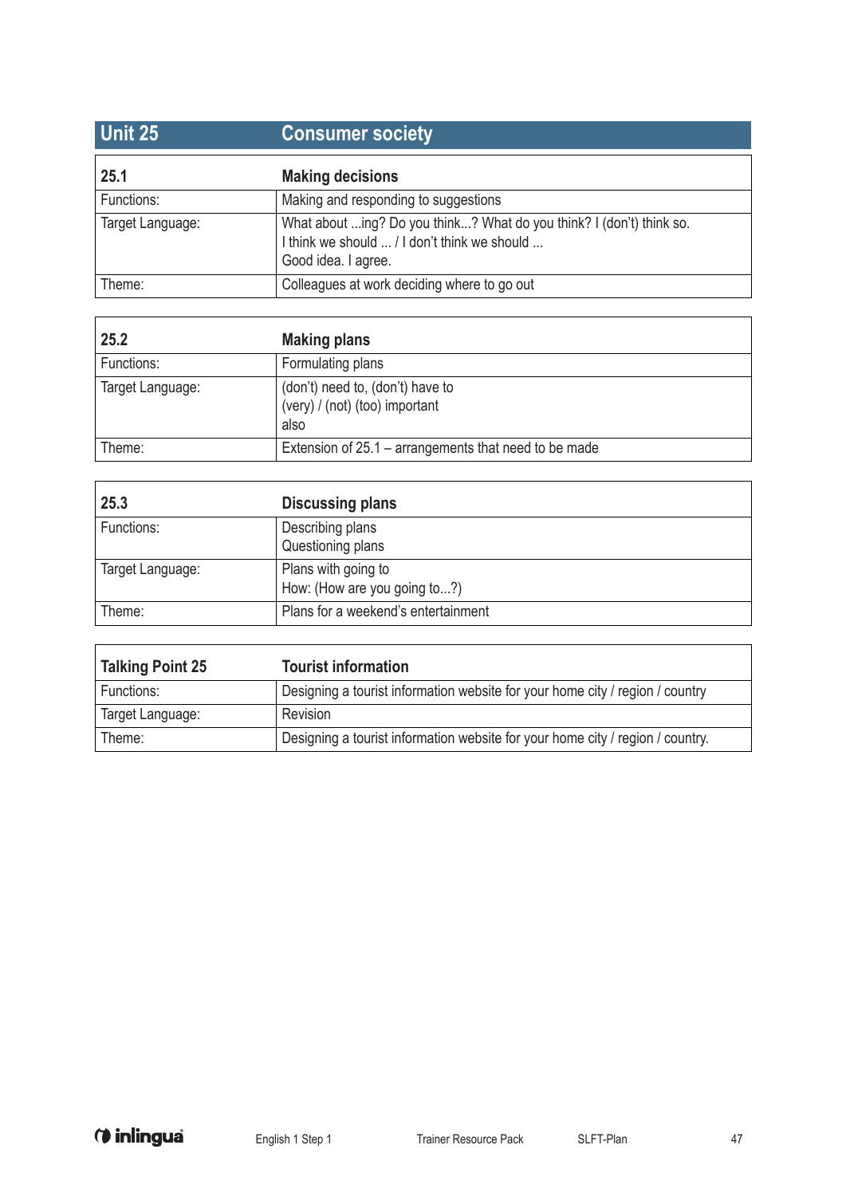## Unit 25 Consumer society

| 25.1 | Making decisions |
|---|---|
| Functions: | Making and responding to suggestions |
| Target Language: | What about ...ing? Do you think...? What do you think? I (don't) think so.<br>I think we should ... / I don't think we should ...<br>Good idea. I agree. |
| Theme: | Colleagues at work deciding where to go out |

| 25.2 | Making plans |
|---|---|
| Functions: | Formulating plans |
| Target Language: | (don't) need to, (don't) have to<br>(very) / (not) (too) important<br>also |
| Theme: | Extension of 25.1 – arrangements that need to be made |

| 25.3 | Discussing plans |
|---|---|
| Functions: | Describing plans<br>Questioning plans |
| Target Language: | Plans with going to<br>How: (How are you going to...?) |
| Theme: | Plans for a weekend's entertainment |

| Talking Point 25 | Tourist information |
|---|---|
| Functions: | Designing a tourist information website for your home city / region / country |
| Target Language: | Revision |
| Theme: | Designing a tourist information website for your home city / region / country. |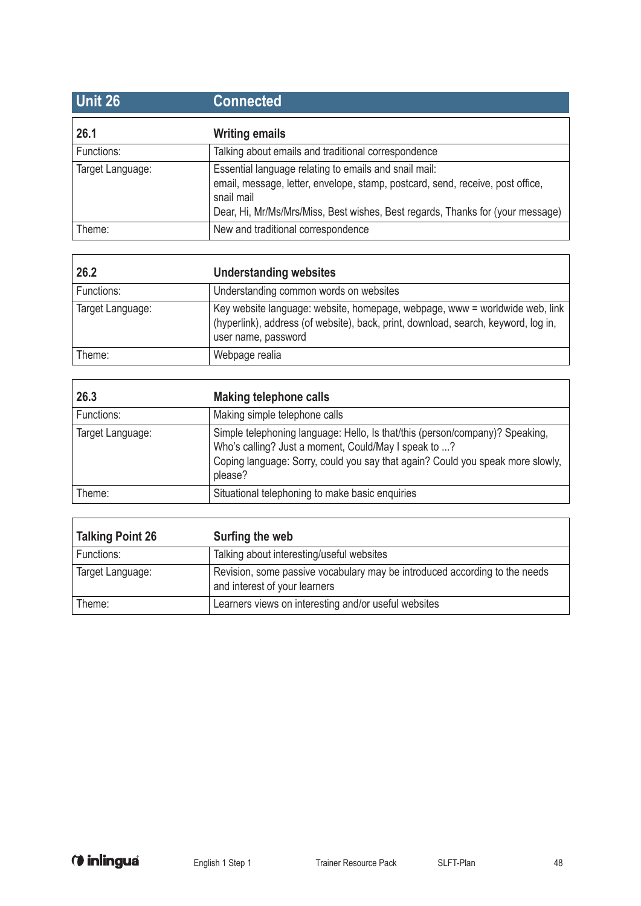## Unit 26 Connected

| 26.1 | Writing emails |
|---|---|
| Functions: | Talking about emails and traditional correspondence |
| Target Language: | Essential language relating to emails and snail mail: email, message, letter, envelope, stamp, postcard, send, receive, post office, snail mail<br>Dear, Hi, Mr/Ms/Mrs/Miss, Best wishes, Best regards, Thanks for (your message) |
| Theme: | New and traditional correspondence |

| 26.2 | Understanding websites |
|---|---|
| Functions: | Understanding common words on websites |
| Target Language: | Key website language: website, homepage, webpage, www = worldwide web, link (hyperlink), address (of website), back, print, download, search, keyword, log in, user name, password |
| Theme: | Webpage realia |

| 26.3 | Making telephone calls |
|---|---|
| Functions: | Making simple telephone calls |
| Target Language: | Simple telephoning language: Hello, Is that/this (person/company)? Speaking, Who's calling? Just a moment, Could/May I speak to ...?<br>Coping language: Sorry, could you say that again? Could you speak more slowly, please? |
| Theme: | Situational telephoning to make basic enquiries |

| Talking Point 26 | Surfing the web |
|---|---|
| Functions: | Talking about interesting/useful websites |
| Target Language: | Revision, some passive vocabulary may be introduced according to the needs and interest of your learners |
| Theme: | Learners views on interesting and/or useful websites |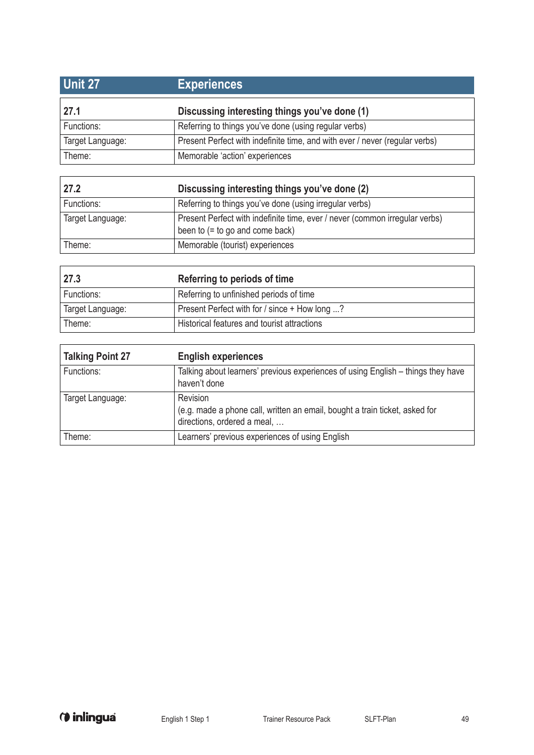## Unit 27 Experiences

| 27.1 | Discussing interesting things you've done (1) |
|---|---|
| Functions: | Referring to things you've done (using regular verbs) |
| Target Language: | Present Perfect with indefinite time, and with ever / never (regular verbs) |
| Theme: | Memorable 'action' experiences |

| 27.2 | Discussing interesting things you've done (2) |
|---|---|
| Functions: | Referring to things you've done (using irregular verbs) |
| Target Language: | Present Perfect with indefinite time, ever / never (common irregular verbs) been to (= to go and come back) |
| Theme: | Memorable (tourist) experiences |

| 27.3 | Referring to periods of time |
|---|---|
| Functions: | Referring to unfinished periods of time |
| Target Language: | Present Perfect with for / since + How long ...? |
| Theme: | Historical features and tourist attractions |

| Talking Point 27 | English experiences |
|---|---|
| Functions: | Talking about learners' previous experiences of using English – things they have haven't done |
| Target Language: | Revision (e.g. made a phone call, written an email, bought a train ticket, asked for directions, ordered a meal, … |
| Theme: | Learners' previous experiences of using English |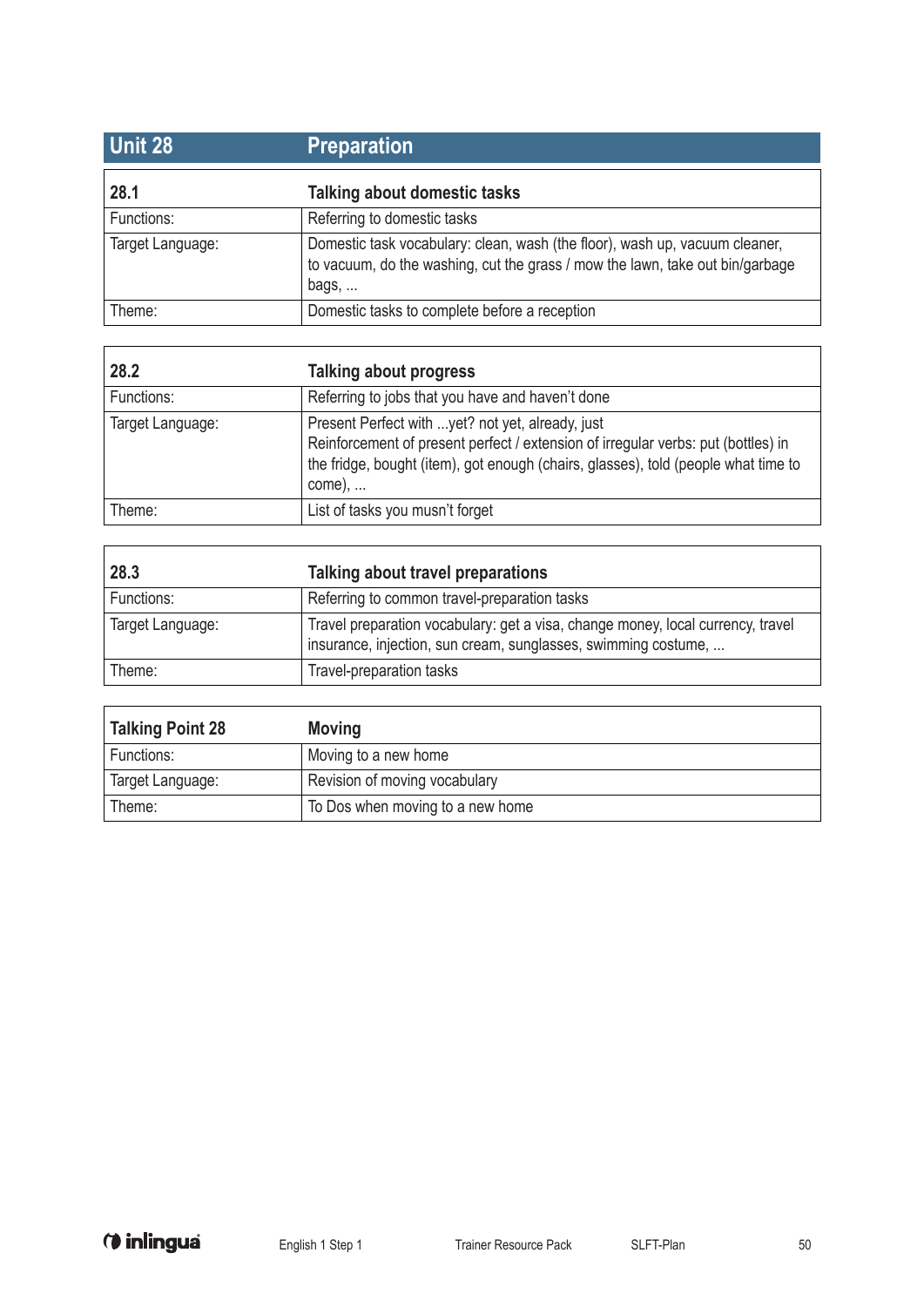| Unit 28 | Preparation |
|---|---|

| 28.1 | Talking about domestic tasks |
|---|---|
| Functions: | Referring to domestic tasks |
| Target Language: | Domestic task vocabulary: clean, wash (the floor), wash up, vacuum cleaner, to vacuum, do the washing, cut the grass / mow the lawn, take out bin/garbage bags, ... |
| Theme: | Domestic tasks to complete before a reception |

| 28.2 | Talking about progress |
|---|---|
| Functions: | Referring to jobs that you have and haven't done |
| Target Language: | Present Perfect with ...yet? not yet, already, just<br>Reinforcement of present perfect / extension of irregular verbs: put (bottles) in the fridge, bought (item), got enough (chairs, glasses), told (people what time to come), ... |
| Theme: | List of tasks you musn't forget |

| 28.3 | Talking about travel preparations |
|---|---|
| Functions: | Referring to common travel-preparation tasks |
| Target Language: | Travel preparation vocabulary: get a visa, change money, local currency, travel insurance, injection, sun cream, sunglasses, swimming costume, ... |
| Theme: | Travel-preparation tasks |

| Talking Point 28 | Moving |
|---|---|
| Functions: | Moving to a new home |
| Target Language: | Revision of moving vocabulary |
| Theme: | To Dos when moving to a new home |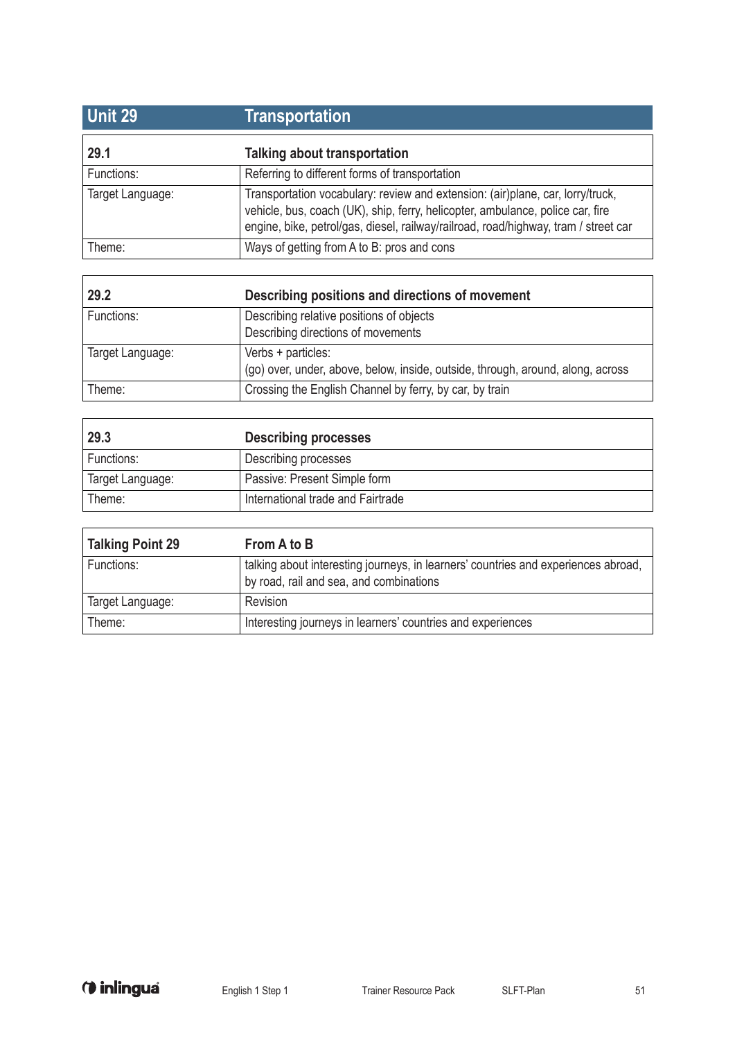## Unit 29 Transportation

| 29.1 | Talking about transportation |
|---|---|
| Functions: | Referring to different forms of transportation |
| Target Language: | Transportation vocabulary: review and extension: (air)plane, car, lorry/truck, vehicle, bus, coach (UK), ship, ferry, helicopter, ambulance, police car, fire engine, bike, petrol/gas, diesel, railway/railroad, road/highway, tram / street car |
| Theme: | Ways of getting from A to B: pros and cons |

| 29.2 | Describing positions and directions of movement |
|---|---|
| Functions: | Describing relative positions of objects<br>Describing directions of movements |
| Target Language: | Verbs + particles:<br>(go) over, under, above, below, inside, outside, through, around, along, across |
| Theme: | Crossing the English Channel by ferry, by car, by train |

| 29.3 | Describing processes |
|---|---|
| Functions: | Describing processes |
| Target Language: | Passive: Present Simple form |
| Theme: | International trade and Fairtrade |

| Talking Point 29 | From A to B |
|---|---|
| Functions: | talking about interesting journeys, in learners' countries and experiences abroad, by road, rail and sea, and combinations |
| Target Language: | Revision |
| Theme: | Interesting journeys in learners' countries and experiences |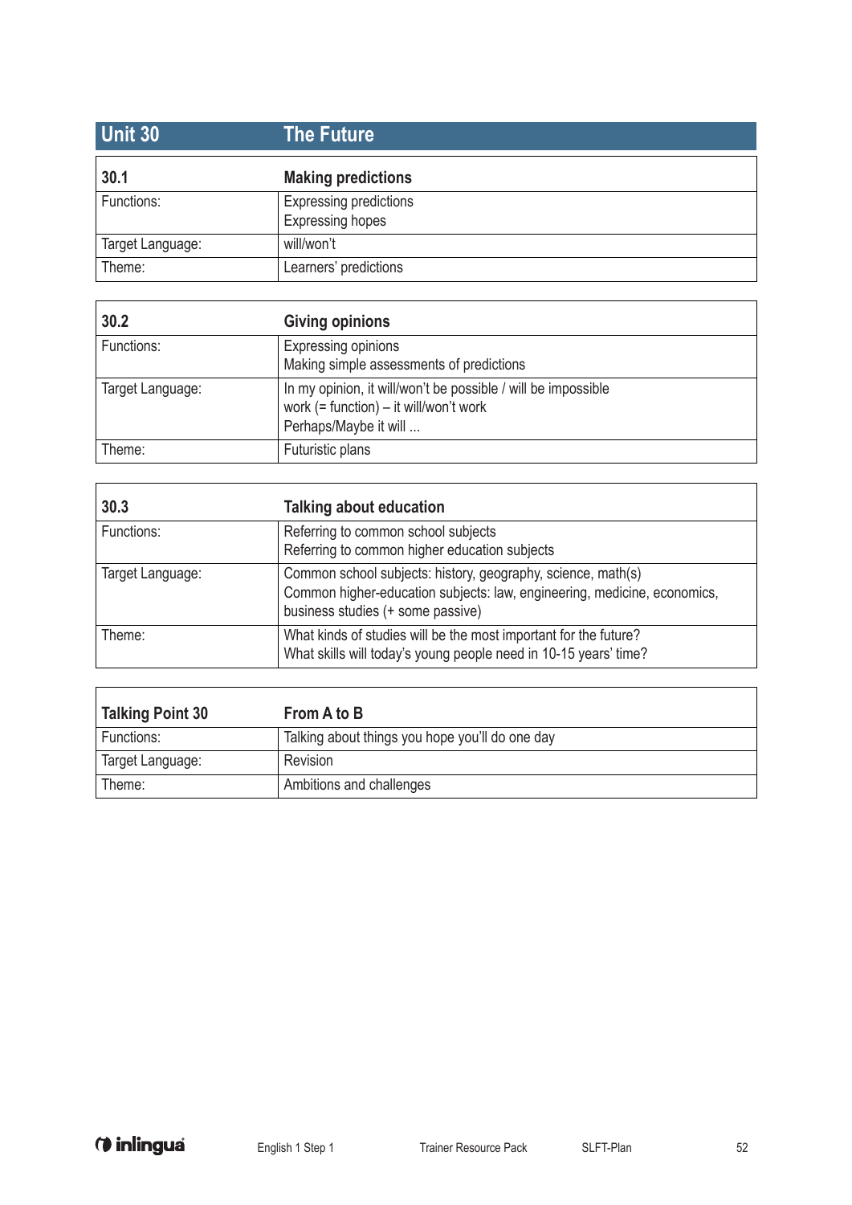## Unit 30 The Future

| 30.1 | Making predictions |
|---|---|
| Functions: | Expressing predictions<br>Expressing hopes |
| Target Language: | will/won't |
| Theme: | Learners' predictions |

| 30.2 | Giving opinions |
|---|---|
| Functions: | Expressing opinions<br>Making simple assessments of predictions |
| Target Language: | In my opinion, it will/won't be possible / will be impossible<br>work (= function) – it will/won't work<br>Perhaps/Maybe it will ... |
| Theme: | Futuristic plans |

| 30.3 | Talking about education |
|---|---|
| Functions: | Referring to common school subjects<br>Referring to common higher education subjects |
| Target Language: | Common school subjects: history, geography, science, math(s)<br>Common higher-education subjects: law, engineering, medicine, economics, business studies (+ some passive) |
| Theme: | What kinds of studies will be the most important for the future?<br>What skills will today's young people need in 10-15 years' time? |

| Talking Point 30 | From A to B |
|---|---|
| Functions: | Talking about things you hope you'll do one day |
| Target Language: | Revision |
| Theme: | Ambitions and challenges |